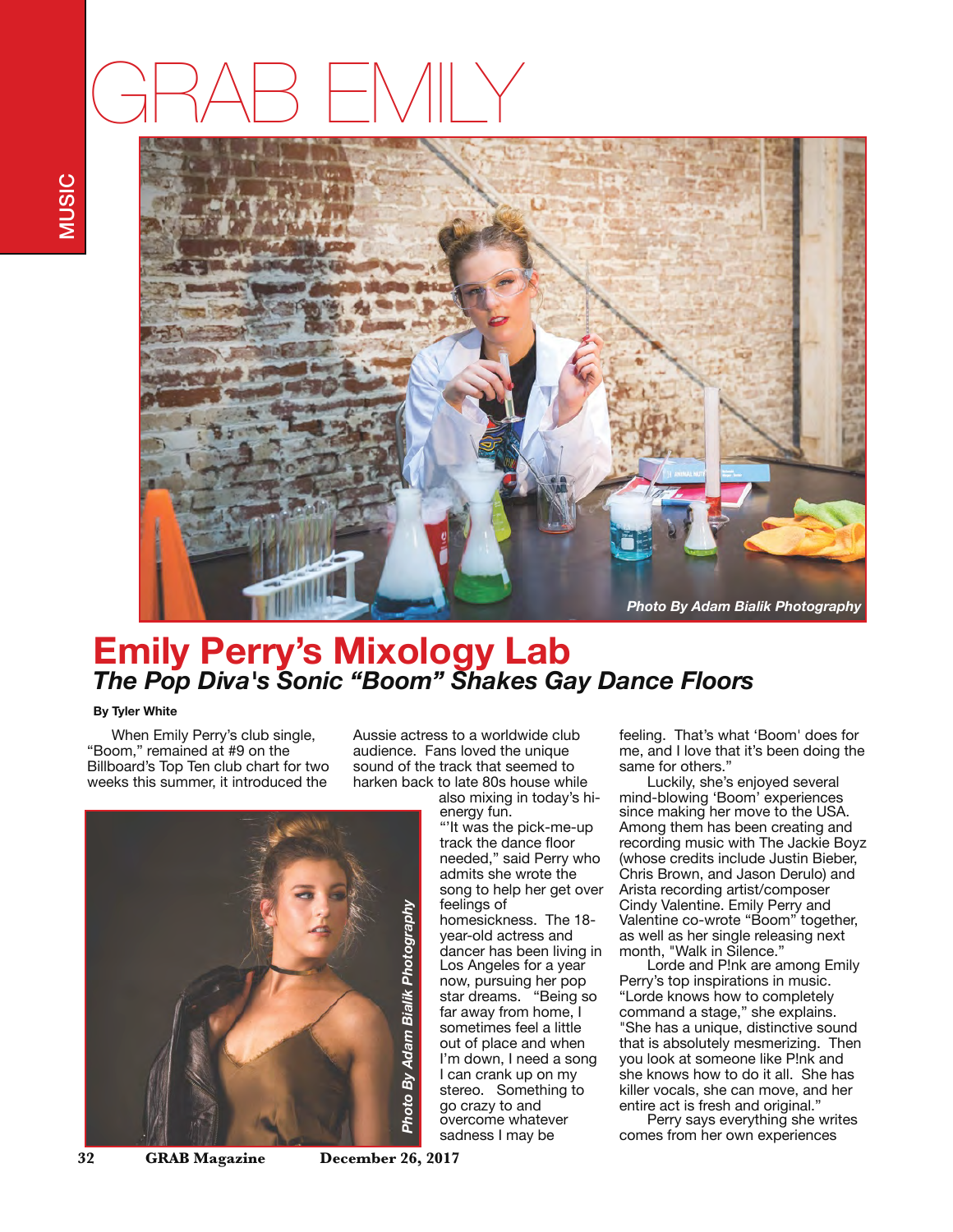MUSIC

# GRAB EMILY

*Photo By Adam Bialik Photography*

## Emily Perry's Mixology Lab

### *The Pop Diva's Sonic "Boom" Shakes Gay Dance Floors*

**By Tyler White**

When Emily Perry's club single, "Boom," remained at #9 on the Billboard's Top Ten club chart for two weeks this summer, it introduced the Aussie actress to a worldwide club audience. Fans loved the unique sound of the track that seemed to harken back to late 80s house while also mixing in today's hi-energy fun.

"'It was the pick-me-up track the dance floor needed," said Perry who admits she wrote the song to help her get over feelings of homesickness. The 18-year-old actress and dancer has been living in Los Angeles for a year now, pursuing her pop star dreams. "Being so far away from home, I sometimes feel a little out of place and when I'm down, I need a song I can crank up on my stereo. Something to go crazy to and overcome whatever sadness I may be feeling. That's what 'Boom' does for me, and I love that it's been doing the same for others."

*Photo By Adam Bialik Photography*

Luckily, she's enjoyed several mind-blowing 'Boom' experiences since making her move to the USA. Among them has been creating and recording music with The Jackie Boyz (whose credits include Justin Bieber, Chris Brown, and Jason Derulo) and Arista recording artist/composer Cindy Valentine. Emily Perry and Valentine co-wrote "Boom" together, as well as her single releasing next month, "Walk in Silence."

Lorde and P!nk are among Emily Perry's top inspirations in music. "Lorde knows how to completely command a stage," she explains. "She has a unique, distinctive sound that is absolutely mesmerizing. Then you look at someone like P!nk and she knows how to do it all. She has killer vocals, she can move, and her entire act is fresh and original."

Perry says everything she writes comes from her own experiences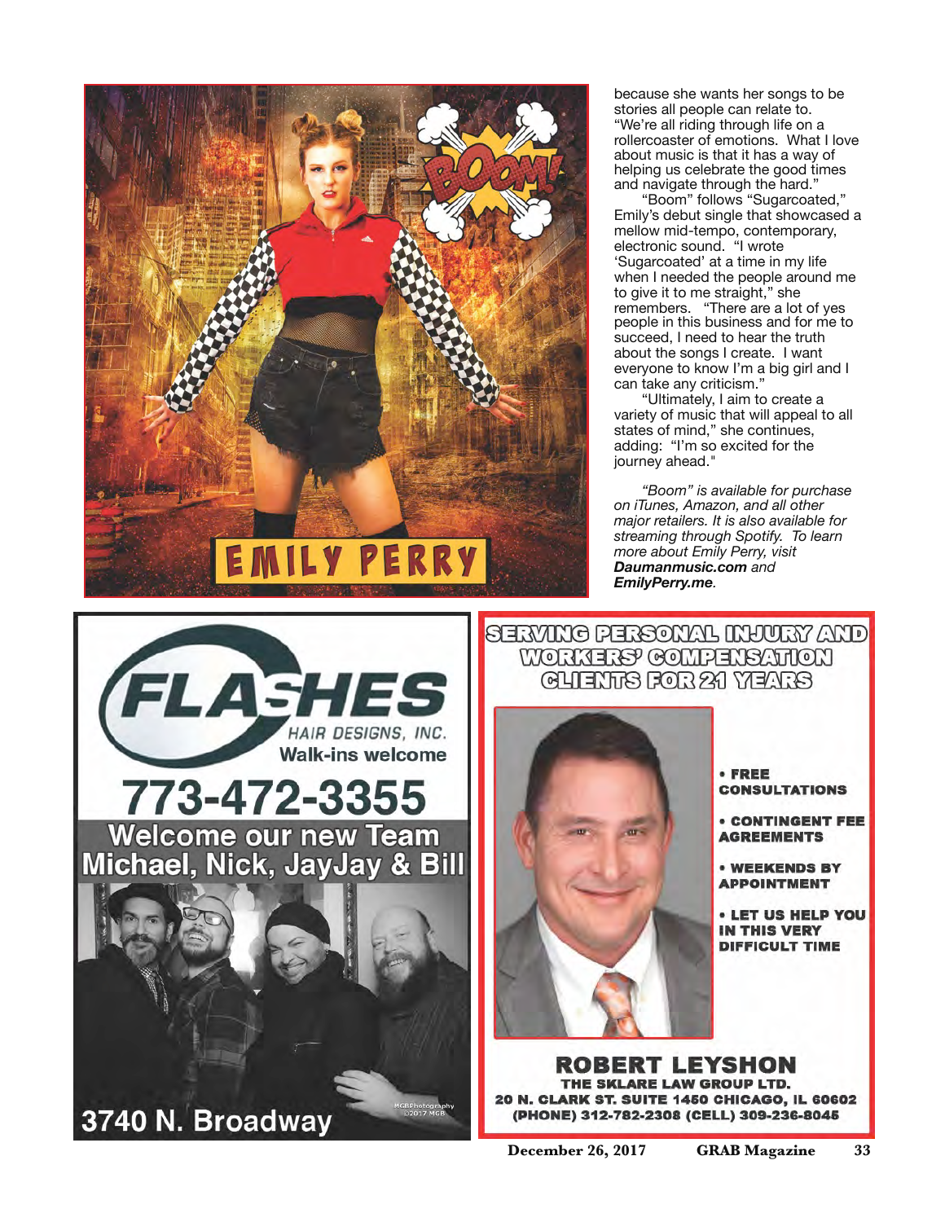because she wants her songs to be stories all people can relate to. "We're all riding through life on a rollercoaster of emotions. What I love about music is that it has a way of helping us celebrate the good times and navigate through the hard."

"Boom" follows "Sugarcoated," Emily's debut single that showcased a mellow mid-tempo, contemporary, electronic sound. "I wrote 'Sugarcoated' at a time in my life when I needed the people around me to give it to me straight," she remembers. "There are a lot of yes people in this business and for me to succeed, I need to hear the truth about the songs I create. I want everyone to know I'm a big girl and I can take any criticism."

"Ultimately, I aim to create a variety of music that will appeal to all states of mind," she continues, adding: "I'm so excited for the journey ahead."

*"Boom" is available for purchase on iTunes, Amazon, and all other major retailers. It is also available for streaming through Spotify. To learn more about Emily Perry, visit* ***Daumanmusic.com*** *and* ***EmilyPerry.me****.*

**FLASHES**
HAIR DESIGNS, INC.
Walk-ins welcome

**773-472-3355**

**Welcome our new Team Michael, Nick, JayJay & Bill**

**3740 N. Broadway**

**SERVING PERSONAL INJURY AND WORKERS' COMPENSATION CLIENTS FOR 21 YEARS**

- FREE CONSULTATIONS
- CONTINGENT FEE AGREEMENTS
- WEEKENDS BY APPOINTMENT
- LET US HELP YOU IN THIS VERY DIFFICULT TIME

**ROBERT LEYSHON**
THE SKLARE LAW GROUP LTD.
20 N. CLARK ST. SUITE 1450 CHICAGO, IL 60602
(PHONE) 312-782-2308 (CELL) 309-236-8045